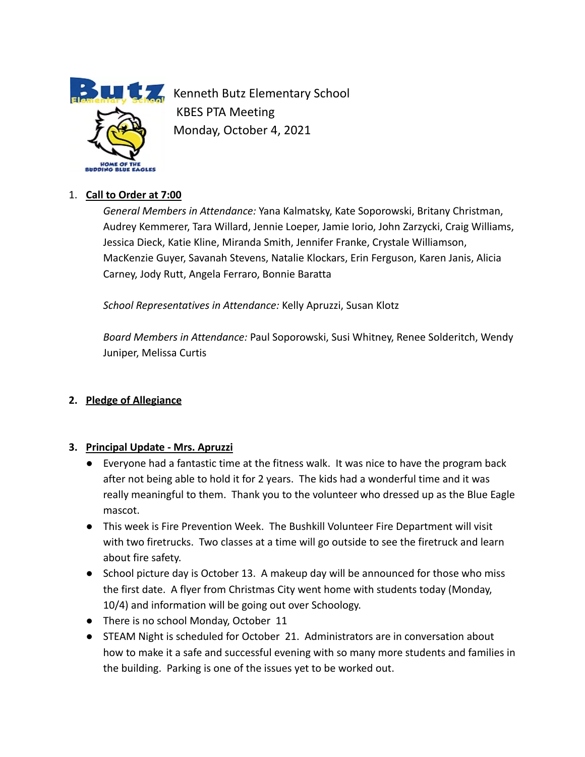Kenneth Butz Elementary School
KBES PTA Meeting
Monday, October 4, 2021

1. **Call to Order at 7:00**

   *General Members in Attendance:* Yana Kalmatsky, Kate Soporowski, Britany Christman, Audrey Kemmerer, Tara Willard, Jennie Loeper, Jamie Iorio, John Zarzycki, Craig Williams, Jessica Dieck, Katie Kline, Miranda Smith, Jennifer Franke, Crystale Williamson, MacKenzie Guyer, Savanah Stevens, Natalie Klockars, Erin Ferguson, Karen Janis, Alicia Carney, Jody Rutt, Angela Ferraro, Bonnie Baratta

   *School Representatives in Attendance:* Kelly Apruzzi, Susan Klotz

   *Board Members in Attendance:* Paul Soporowski, Susi Whitney, Renee Solderitch, Wendy Juniper, Melissa Curtis

2. **Pledge of Allegiance**

3. **Principal Update - Mrs. Apruzzi**
   - Everyone had a fantastic time at the fitness walk. It was nice to have the program back after not being able to hold it for 2 years. The kids had a wonderful time and it was really meaningful to them. Thank you to the volunteer who dressed up as the Blue Eagle mascot.
   - This week is Fire Prevention Week. The Bushkill Volunteer Fire Department will visit with two firetrucks. Two classes at a time will go outside to see the firetruck and learn about fire safety.
   - School picture day is October 13. A makeup day will be announced for those who miss the first date. A flyer from Christmas City went home with students today (Monday, 10/4) and information will be going out over Schoology.
   - There is no school Monday, October 11
   - STEAM Night is scheduled for October 21. Administrators are in conversation about how to make it a safe and successful evening with so many more students and families in the building. Parking is one of the issues yet to be worked out.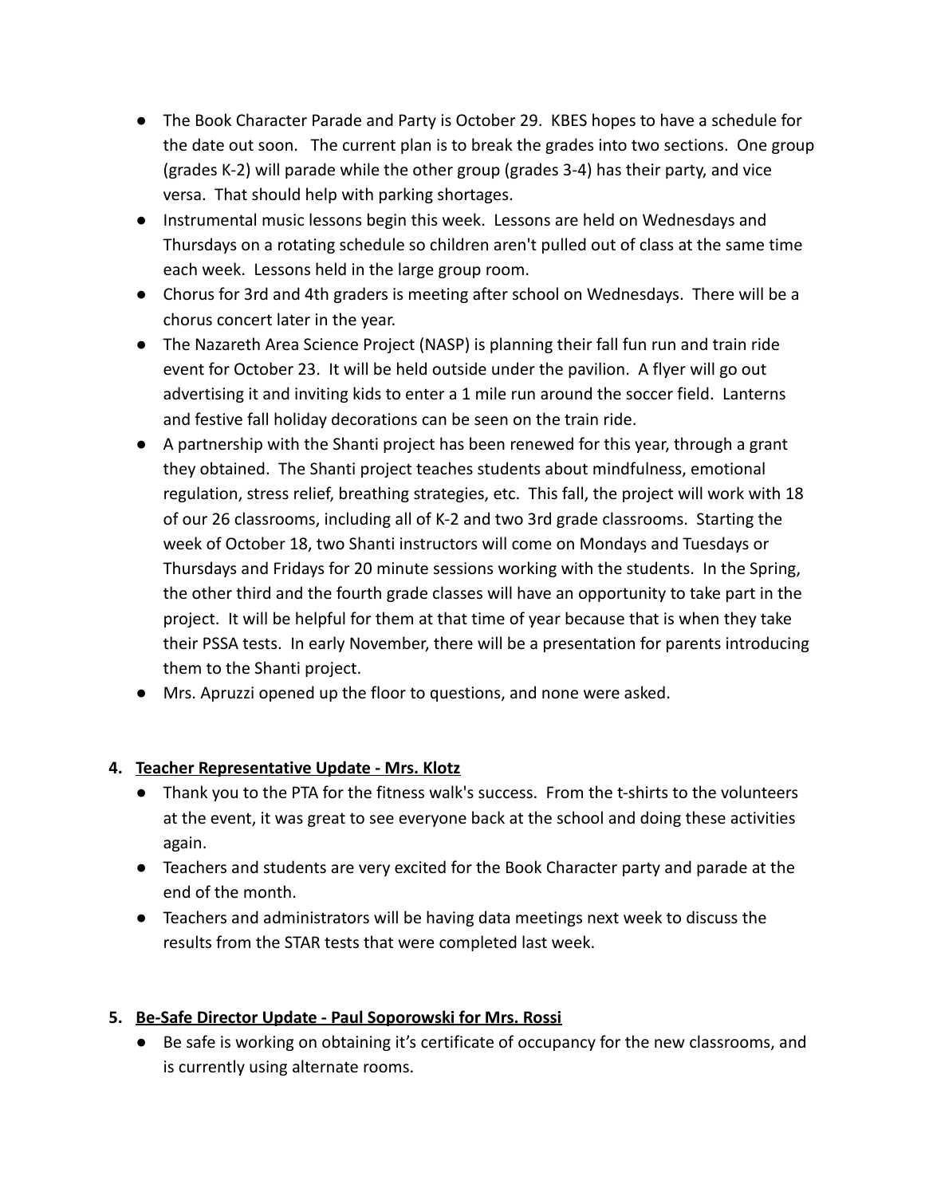- The Book Character Parade and Party is October 29. KBES hopes to have a schedule for the date out soon. The current plan is to break the grades into two sections. One group (grades K-2) will parade while the other group (grades 3-4) has their party, and vice versa. That should help with parking shortages.
- Instrumental music lessons begin this week. Lessons are held on Wednesdays and Thursdays on a rotating schedule so children aren't pulled out of class at the same time each week. Lessons held in the large group room.
- Chorus for 3rd and 4th graders is meeting after school on Wednesdays. There will be a chorus concert later in the year.
- The Nazareth Area Science Project (NASP) is planning their fall fun run and train ride event for October 23. It will be held outside under the pavilion. A flyer will go out advertising it and inviting kids to enter a 1 mile run around the soccer field. Lanterns and festive fall holiday decorations can be seen on the train ride.
- A partnership with the Shanti project has been renewed for this year, through a grant they obtained. The Shanti project teaches students about mindfulness, emotional regulation, stress relief, breathing strategies, etc. This fall, the project will work with 18 of our 26 classrooms, including all of K-2 and two 3rd grade classrooms. Starting the week of October 18, two Shanti instructors will come on Mondays and Tuesdays or Thursdays and Fridays for 20 minute sessions working with the students. In the Spring, the other third and the fourth grade classes will have an opportunity to take part in the project. It will be helpful for them at that time of year because that is when they take their PSSA tests. In early November, there will be a presentation for parents introducing them to the Shanti project.
- Mrs. Apruzzi opened up the floor to questions, and none were asked.

4. **<u>Teacher Representative Update - Mrs. Klotz</u>**
   - Thank you to the PTA for the fitness walk's success. From the t-shirts to the volunteers at the event, it was great to see everyone back at the school and doing these activities again.
   - Teachers and students are very excited for the Book Character party and parade at the end of the month.
   - Teachers and administrators will be having data meetings next week to discuss the results from the STAR tests that were completed last week.

5. **<u>Be-Safe Director Update - Paul Soporowski for Mrs. Rossi</u>**
   - Be safe is working on obtaining it's certificate of occupancy for the new classrooms, and is currently using alternate rooms.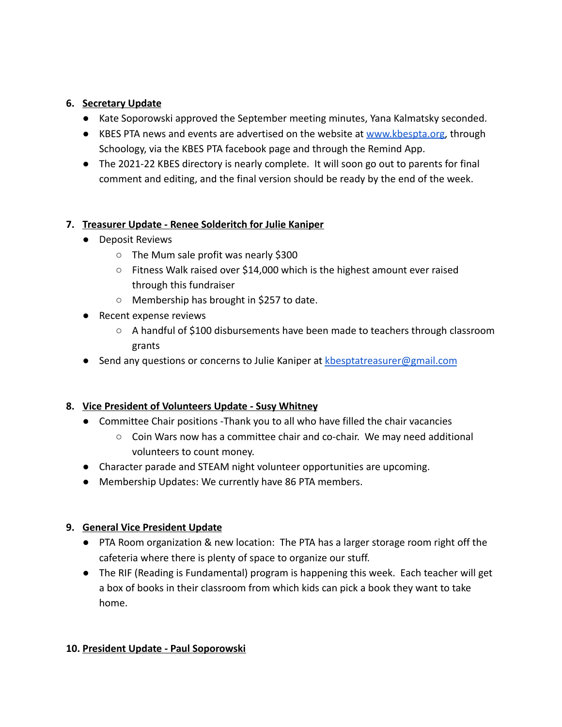6. **Secretary Update**
    - Kate Soporowski approved the September meeting minutes, Yana Kalmatsky seconded.
    - KBES PTA news and events are advertised on the website at [www.kbespta.org](http://www.kbespta.org), through Schoology, via the KBES PTA facebook page and through the Remind App.
    - The 2021-22 KBES directory is nearly complete. It will soon go out to parents for final comment and editing, and the final version should be ready by the end of the week.

7. **Treasurer Update - Renee Solderitch for Julie Kaniper**
    - Deposit Reviews
        - The Mum sale profit was nearly $300
        - Fitness Walk raised over $14,000 which is the highest amount ever raised through this fundraiser
        - Membership has brought in $257 to date.
    - Recent expense reviews
        - A handful of $100 disbursements have been made to teachers through classroom grants
    - Send any questions or concerns to Julie Kaniper at [kbesptatreasurer@gmail.com](mailto:kbesptatreasurer@gmail.com)

8. **Vice President of Volunteers Update - Susy Whitney**
    - Committee Chair positions -Thank you to all who have filled the chair vacancies
        - Coin Wars now has a committee chair and co-chair. We may need additional volunteers to count money.
    - Character parade and STEAM night volunteer opportunities are upcoming.
    - Membership Updates: We currently have 86 PTA members.

9. **General Vice President Update**
    - PTA Room organization & new location: The PTA has a larger storage room right off the cafeteria where there is plenty of space to organize our stuff.
    - The RIF (Reading is Fundamental) program is happening this week. Each teacher will get a box of books in their classroom from which kids can pick a book they want to take home.

10. **President Update - Paul Soporowski**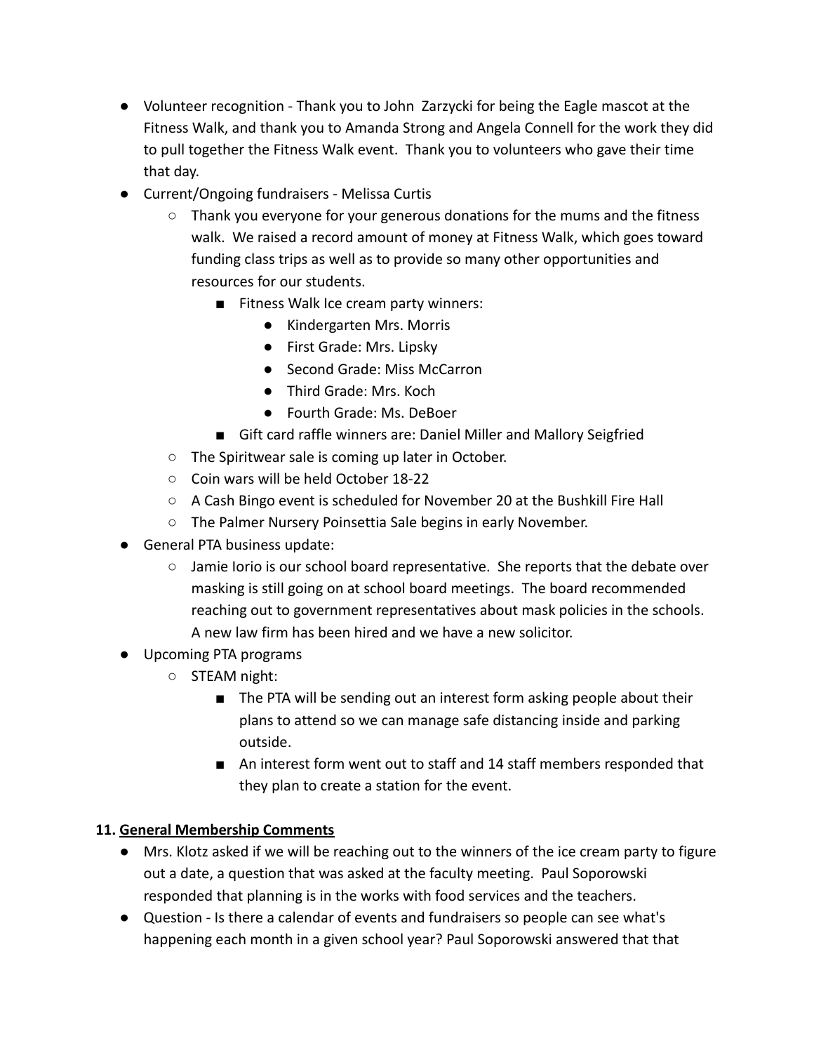- Volunteer recognition - Thank you to John  Zarzycki for being the Eagle mascot at the Fitness Walk, and thank you to Amanda Strong and Angela Connell for the work they did to pull together the Fitness Walk event.  Thank you to volunteers who gave their time that day.
- Current/Ongoing fundraisers - Melissa Curtis
  - Thank you everyone for your generous donations for the mums and the fitness walk.  We raised a record amount of money at Fitness Walk, which goes toward funding class trips as well as to provide so many other opportunities and resources for our students.
    - Fitness Walk Ice cream party winners:
      - Kindergarten Mrs. Morris
      - First Grade: Mrs. Lipsky
      - Second Grade: Miss McCarron
      - Third Grade: Mrs. Koch
      - Fourth Grade: Ms. DeBoer
    - Gift card raffle winners are: Daniel Miller and Mallory Seigfried
  - The Spiritwear sale is coming up later in October.
  - Coin wars will be held October 18-22
  - A Cash Bingo event is scheduled for November 20 at the Bushkill Fire Hall
  - The Palmer Nursery Poinsettia Sale begins in early November.
- General PTA business update:
  - Jamie Iorio is our school board representative.  She reports that the debate over masking is still going on at school board meetings.  The board recommended reaching out to government representatives about mask policies in the schools.  A new law firm has been hired and we have a new solicitor.
- Upcoming PTA programs
  - STEAM night:
    - The PTA will be sending out an interest form asking people about their plans to attend so we can manage safe distancing inside and parking outside.
    - An interest form went out to staff and 14 staff members responded that they plan to create a station for the event.

**11. <u>General Membership Comments</u>**

- Mrs. Klotz asked if we will be reaching out to the winners of the ice cream party to figure out a date, a question that was asked at the faculty meeting.  Paul Soporowski responded that planning is in the works with food services and the teachers.
- Question - Is there a calendar of events and fundraisers so people can see what's happening each month in a given school year? Paul Soporowski answered that that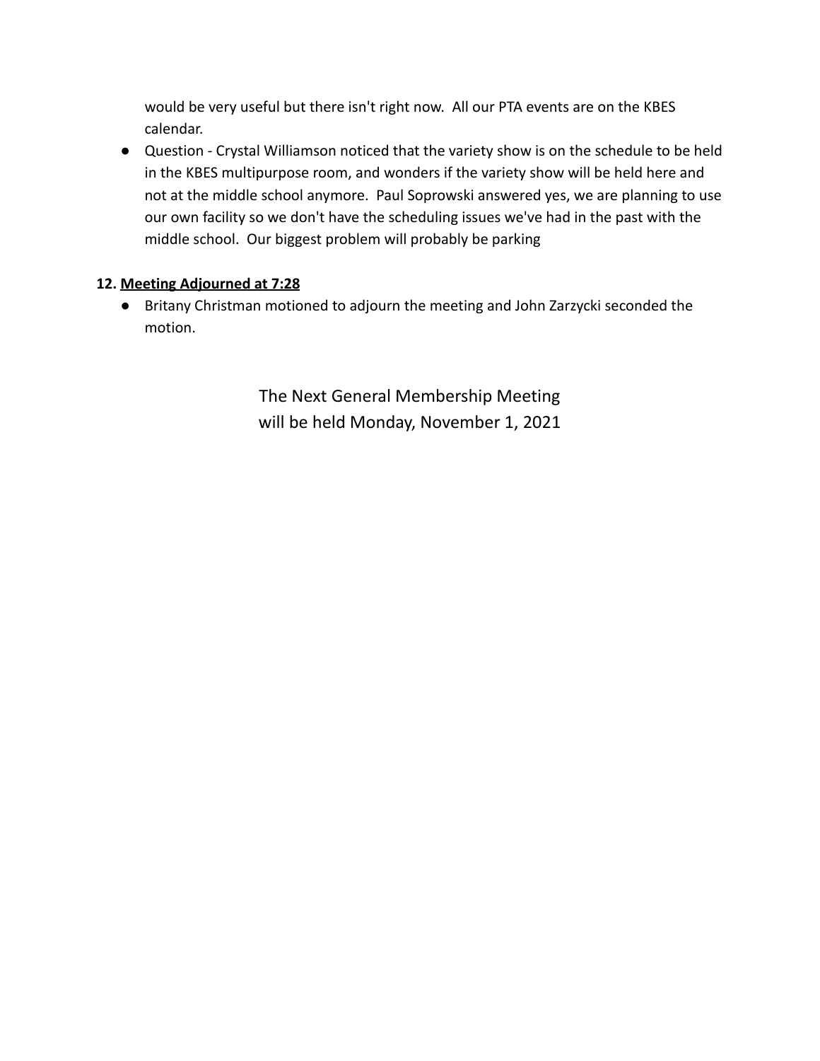would be very useful but there isn't right now.  All our PTA events are on the KBES calendar.

- Question - Crystal Williamson noticed that the variety show is on the schedule to be held in the KBES multipurpose room, and wonders if the variety show will be held here and not at the middle school anymore.  Paul Soprowski answered yes, we are planning to use our own facility so we don't have the scheduling issues we've had in the past with the middle school.  Our biggest problem will probably be parking

**12. <u>Meeting Adjourned at 7:28</u>**

- Britany Christman motioned to adjourn the meeting and John Zarzycki seconded the motion.

The Next General Membership Meeting
will be held Monday, November 1, 2021